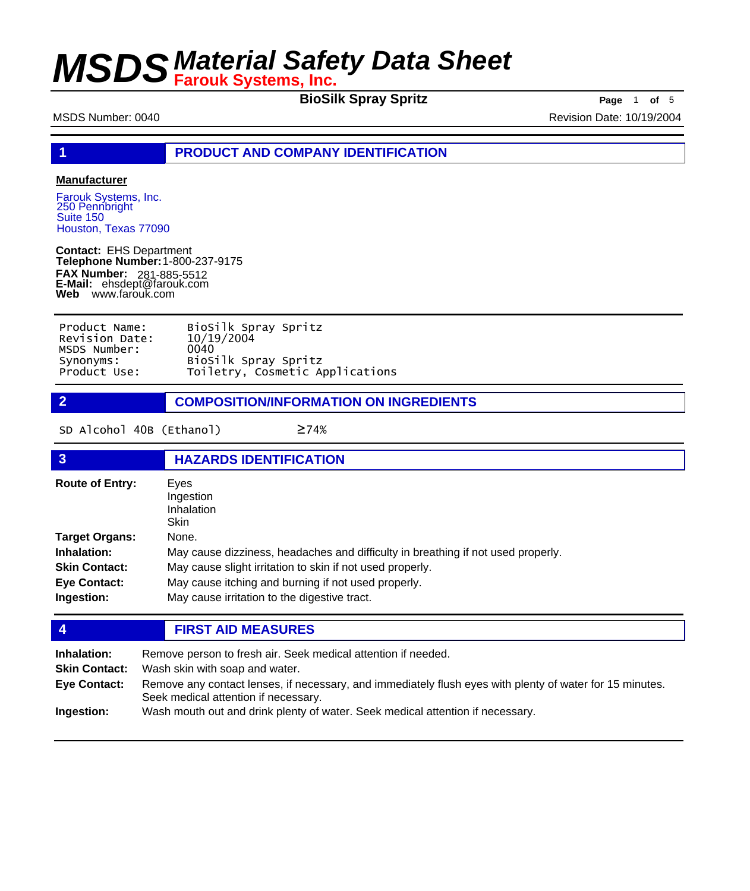# MSDS Material Safety Data Sheet

**Farouk Systems, Inc.**

**BioSilk Spray Spritz**

MSDS Number: 0040

Revision Date: 10/19/2004

## 1 PRODUCT AND COMPANY IDENTIFICATION

**Manufacturer**

Farouk Systems, Inc.
250 Pennbright
Suite 150
Houston, Texas 77090

**Contact:** EHS Department
**Telephone Number:** 1-800-237-9175
**FAX Number:** 281-885-5512
**E-Mail:** ehsdept@farouk.com
**Web** www.farouk.com

| | |
|---|---|
| Product Name: | BioSilk Spray Spritz |
| Revision Date: | 10/19/2004 |
| MSDS Number: | 0040 |
| Synonyms: | BioSilk Spray Spritz |
| Product Use: | Toiletry, Cosmetic Applications |

## 2 COMPOSITION/INFORMATION ON INGREDIENTS

| | |
|---|---|
| SD Alcohol 40B (Ethanol) | ≥74% |

## 3 HAZARDS IDENTIFICATION

**Route of Entry:** Eyes
Ingestion
Inhalation
Skin

**Target Organs:** None.

**Inhalation:** May cause dizziness, headaches and difficulty in breathing if not used properly.

**Skin Contact:** May cause slight irritation to skin if not used properly.

**Eye Contact:** May cause itching and burning if not used properly.

**Ingestion:** May cause irritation to the digestive tract.

## 4 FIRST AID MEASURES

**Inhalation:** Remove person to fresh air. Seek medical attention if needed.

**Skin Contact:** Wash skin with soap and water.

**Eye Contact:** Remove any contact lenses, if necessary, and immediately flush eyes with plenty of water for 15 minutes. Seek medical attention if necessary.

**Ingestion:** Wash mouth out and drink plenty of water. Seek medical attention if necessary.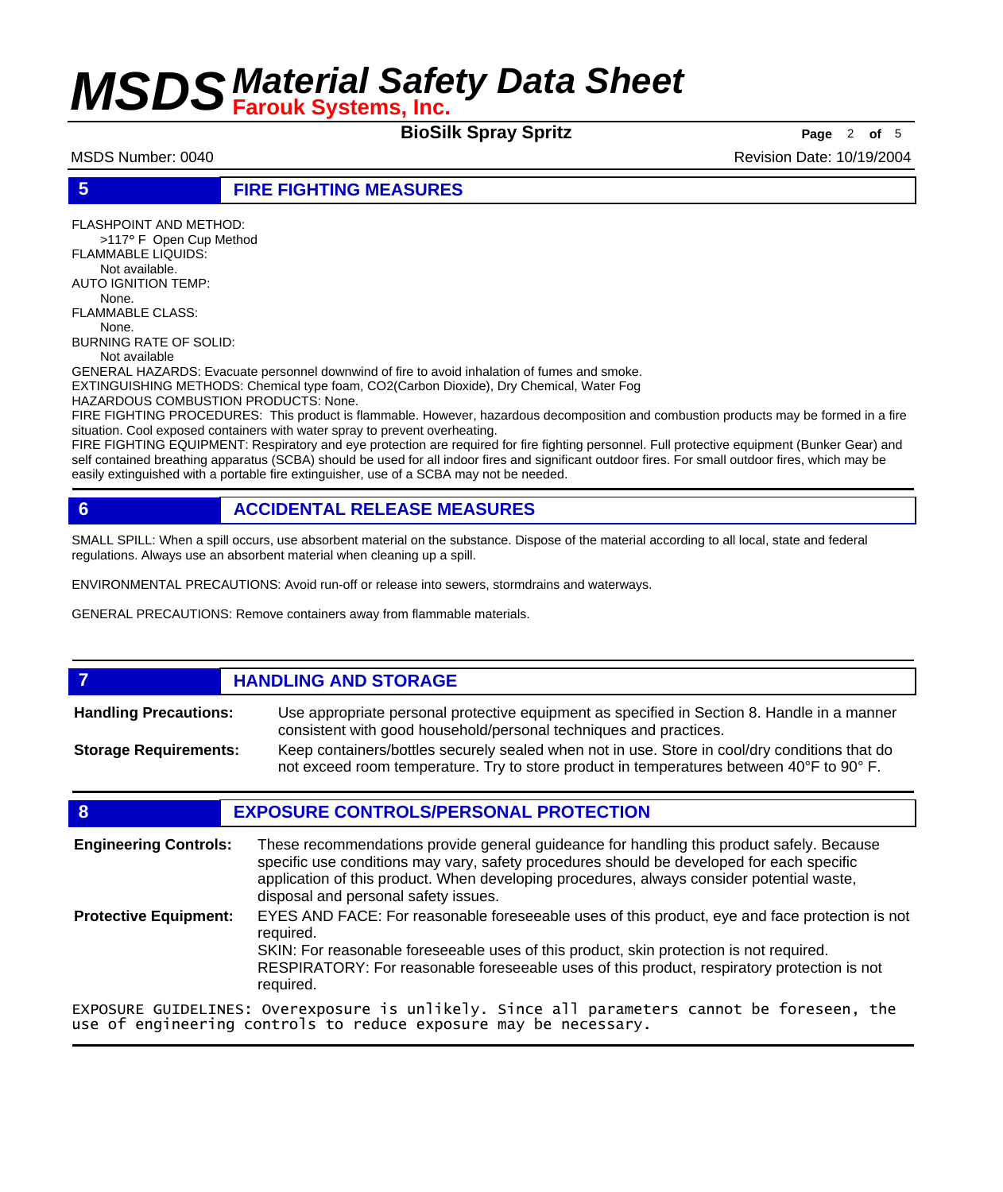## 5 FIRE FIGHTING MEASURES

FLASHPOINT AND METHOD:
>117° F Open Cup Method
FLAMMABLE LIQUIDS:
Not available.
AUTO IGNITION TEMP:
None.
FLAMMABLE CLASS:
None.
BURNING RATE OF SOLID:
Not available
GENERAL HAZARDS: Evacuate personnel downwind of fire to avoid inhalation of fumes and smoke.
EXTINGUISHING METHODS: Chemical type foam, $CO_2$(Carbon Dioxide), Dry Chemical, Water Fog
HAZARDOUS COMBUSTION PRODUCTS: None.
FIRE FIGHTING PROCEDURES: This product is flammable. However, hazardous decomposition and combustion products may be formed in a fire situation. Cool exposed containers with water spray to prevent overheating.
FIRE FIGHTING EQUIPMENT: Respiratory and eye protection are required for fire fighting personnel. Full protective equipment (Bunker Gear) and self contained breathing apparatus (SCBA) should be used for all indoor fires and significant outdoor fires. For small outdoor fires, which may be easily extinguished with a portable fire extinguisher, use of a SCBA may not be needed.

## 6 ACCIDENTAL RELEASE MEASURES

SMALL SPILL: When a spill occurs, use absorbent material on the substance. Dispose of the material according to all local, state and federal regulations. Always use an absorbent material when cleaning up a spill.

ENVIRONMENTAL PRECAUTIONS: Avoid run-off or release into sewers, stormdrains and waterways.

GENERAL PRECAUTIONS: Remove containers away from flammable materials.

## 7 HANDLING AND STORAGE

**Handling Precautions:** Use appropriate personal protective equipment as specified in Section 8. Handle in a manner consistent with good household/personal techniques and practices.

**Storage Requirements:** Keep containers/bottles securely sealed when not in use. Store in cool/dry conditions that do not exceed room temperature. Try to store product in temperatures between 40°F to 90° F.

## 8 EXPOSURE CONTROLS/PERSONAL PROTECTION

**Engineering Controls:** These recommendations provide general guideance for handling this product safely. Because specific use conditions may vary, safety procedures should be developed for each specific application of this product. When developing procedures, always consider potential waste, disposal and personal safety issues.

**Protective Equipment:** EYES AND FACE: For reasonable foreseeable uses of this product, eye and face protection is not required.
SKIN: For reasonable foreseeable uses of this product, skin protection is not required.
RESPIRATORY: For reasonable foreseeable uses of this product, respiratory protection is not required.

EXPOSURE GUIDELINES: Overexposure is unlikely. Since all parameters cannot be foreseen, the use of engineering controls to reduce exposure may be necessary.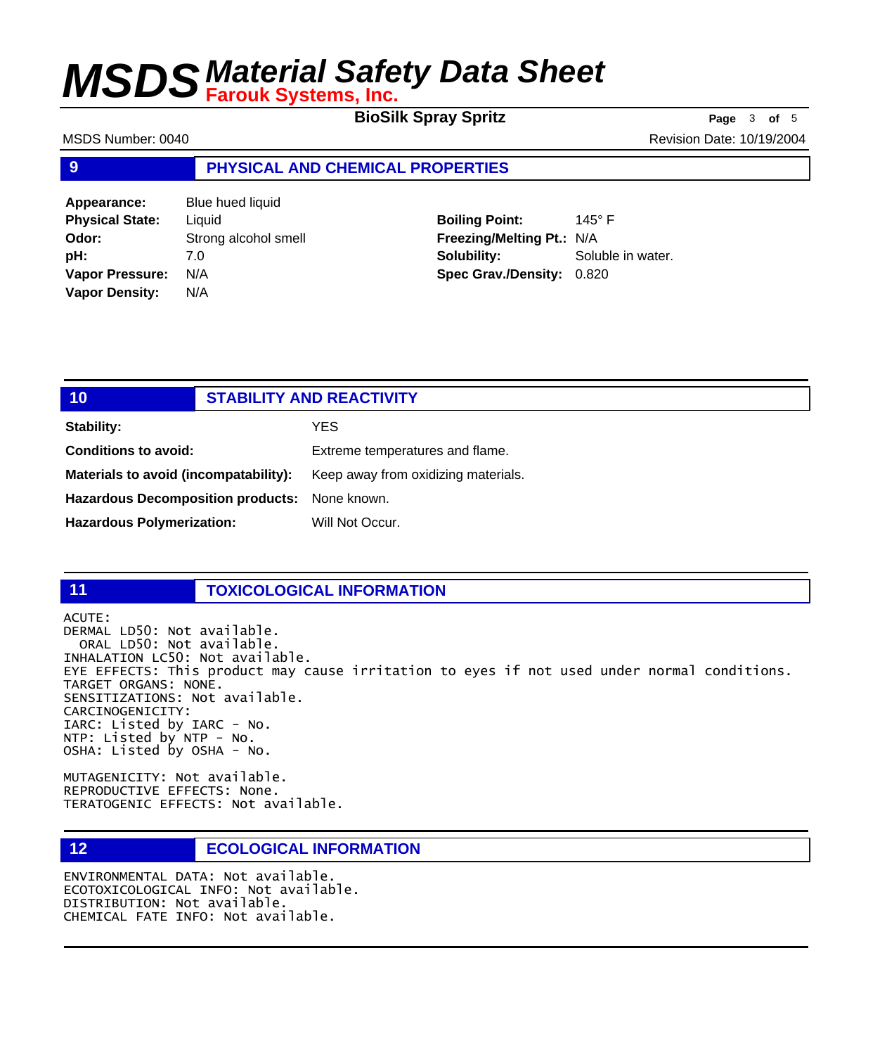## 9 PHYSICAL AND CHEMICAL PROPERTIES

**Appearance:** Blue hued liquid
**Physical State:** Liquid
**Odor:** Strong alcohol smell
**pH:** 7.0
**Vapor Pressure:** N/A
**Vapor Density:** N/A

**Boiling Point:** 145° F
**Freezing/Melting Pt.:** N/A
**Solubility:** Soluble in water.
**Spec Grav./Density:** 0.820

## 10 STABILITY AND REACTIVITY

**Stability:** YES

**Conditions to avoid:** Extreme temperatures and flame.

**Materials to avoid (incompatability):** Keep away from oxidizing materials.

**Hazardous Decomposition products:** None known.

**Hazardous Polymerization:** Will Not Occur.

## 11 TOXICOLOGICAL INFORMATION

ACUTE:
DERMAL LD50: Not available.
ORAL LD50: Not available.
INHALATION LC50: Not available.
EYE EFFECTS: This product may cause irritation to eyes if not used under normal conditions.
TARGET ORGANS: NONE.
SENSITIZATIONS: Not available.
CARCINOGENICITY:
IARC: Listed by IARC - No.
NTP: Listed by NTP - No.
OSHA: Listed by OSHA - No.

MUTAGENICITY: Not available.
REPRODUCTIVE EFFECTS: None.
TERATOGENIC EFFECTS: Not available.

## 12 ECOLOGICAL INFORMATION

ENVIRONMENTAL DATA: Not available.
ECOTOXICOLOGICAL INFO: Not available.
DISTRIBUTION: Not available.
CHEMICAL FATE INFO: Not available.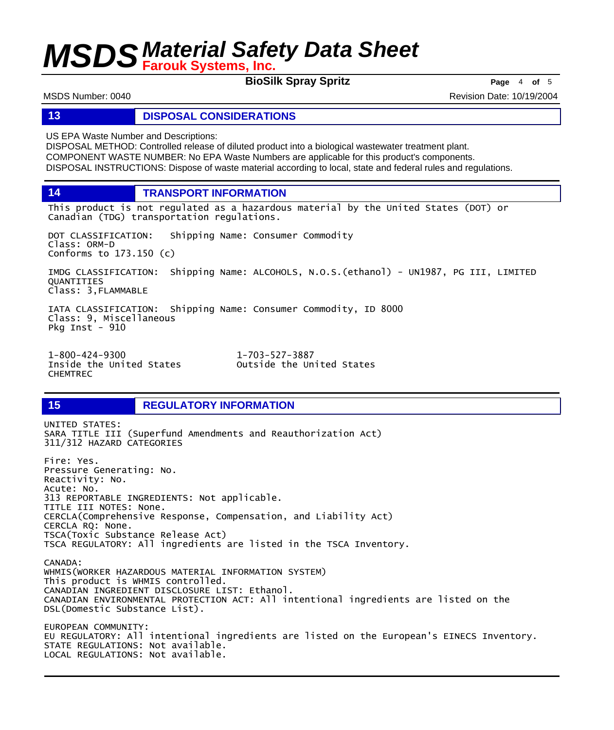## 13 DISPOSAL CONSIDERATIONS

US EPA Waste Number and Descriptions:
DISPOSAL METHOD: Controlled release of diluted product into a biological wastewater treatment plant.
COMPONENT WASTE NUMBER: No EPA Waste Numbers are applicable for this product's components.
DISPOSAL INSTRUCTIONS: Dispose of waste material according to local, state and federal rules and regulations.

## 14 TRANSPORT INFORMATION

This product is not regulated as a hazardous material by the United States (DOT) or Canadian (TDG) transportation regulations.

DOT CLASSIFICATION: Shipping Name: Consumer Commodity
Class: ORM-D
Conforms to 173.150 (c)

IMDG CLASSIFICATION: Shipping Name: ALCOHOLS, N.O.S.(ethanol) - UN1987, PG III, LIMITED QUANTITIES
Class: 3,FLAMMABLE

IATA CLASSIFICATION: Shipping Name: Consumer Commodity, ID 8000
Class: 9, Miscellaneous
Pkg Inst - 910

1-800-424-9300
Inside the United States
CHEMTREC

1-703-527-3887
Outside the United States

## 15 REGULATORY INFORMATION

UNITED STATES:
SARA TITLE III (Superfund Amendments and Reauthorization Act)
311/312 HAZARD CATEGORIES

Fire: Yes.
Pressure Generating: No.
Reactivity: No.
Acute: No.
313 REPORTABLE INGREDIENTS: Not applicable.
TITLE III NOTES: None.
CERCLA(Comprehensive Response, Compensation, and Liability Act)
CERCLA RQ: None.
TSCA(Toxic Substance Release Act)
TSCA REGULATORY: All ingredients are listed in the TSCA Inventory.

CANADA:
WHMIS(WORKER HAZARDOUS MATERIAL INFORMATION SYSTEM)
This product is WHMIS controlled.
CANADIAN INGREDIENT DISCLOSURE LIST: Ethanol.
CANADIAN ENVIRONMENTAL PROTECTION ACT: All intentional ingredients are listed on the DSL(Domestic Substance List).

EUROPEAN COMMUNITY:
EU REGULATORY: All intentional ingredients are listed on the European's EINECS Inventory.
STATE REGULATIONS: Not available.
LOCAL REGULATIONS: Not available.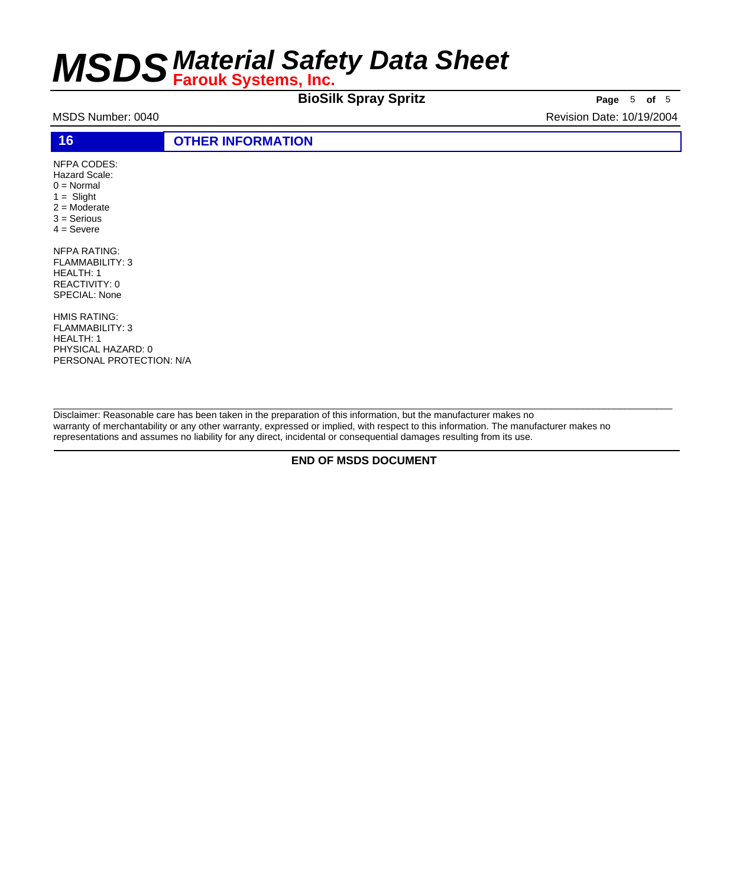## 16 OTHER INFORMATION

NFPA CODES:
Hazard Scale:
0 = Normal
1 = Slight
2 = Moderate
3 = Serious
4 = Severe

NFPA RATING:
FLAMMABILITY: 3
HEALTH: 1
REACTIVITY: 0
SPECIAL: None

HMIS RATING:
FLAMMABILITY: 3
HEALTH: 1
PHYSICAL HAZARD: 0
PERSONAL PROTECTION: N/A

---

Disclaimer: Reasonable care has been taken in the preparation of this information, but the manufacturer makes no warranty of merchantability or any other warranty, expressed or implied, with respect to this information. The manufacturer makes no representations and assumes no liability for any direct, incidental or consequential damages resulting from its use.

---

**END OF MSDS DOCUMENT**